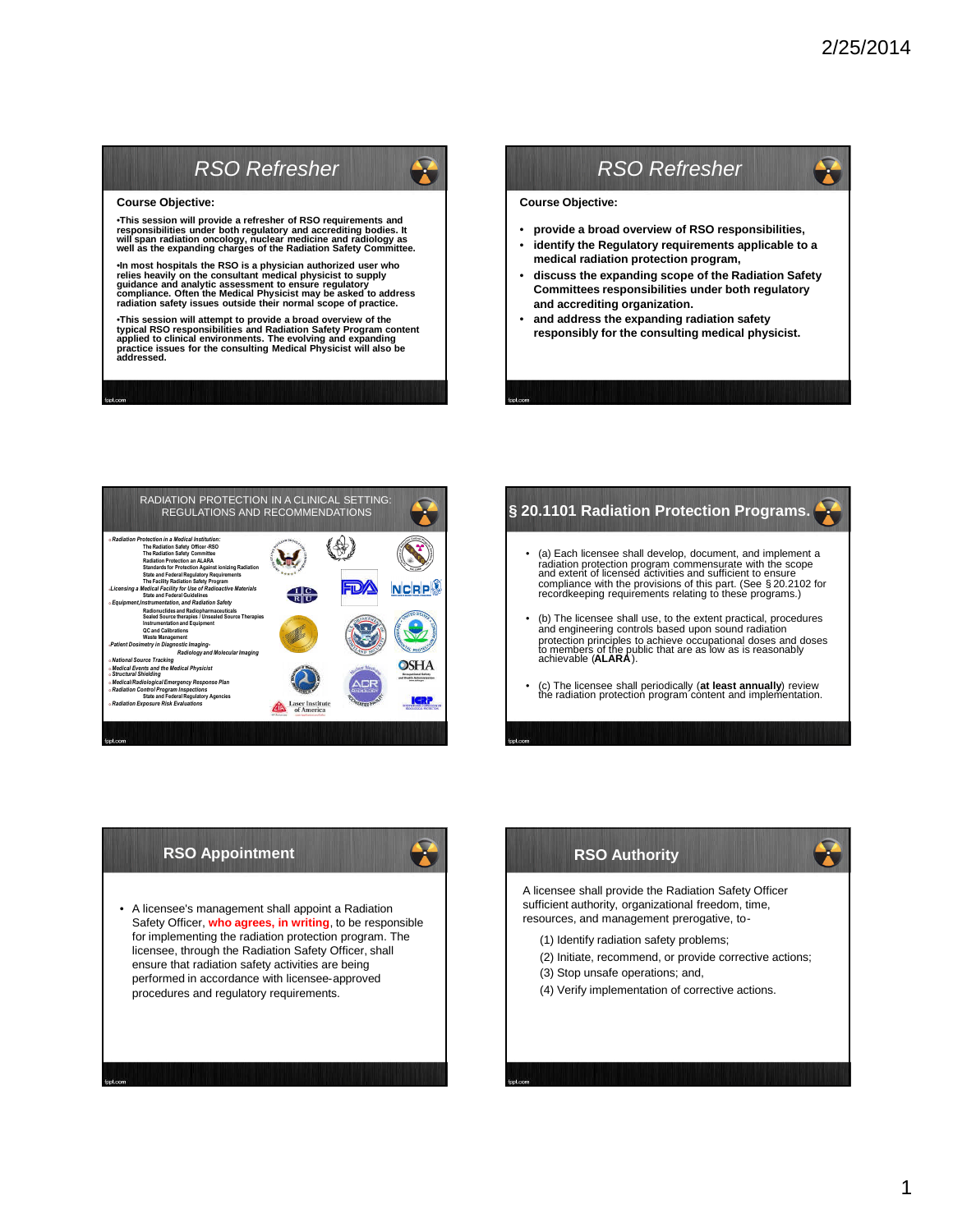## RSO Refresher

**Course Objective:**

**•This session will provide a refresher of RSO requirements and responsibilities under both regulatory and accrediting bodies. It will span radiation oncology, nuclear medicine and radiology as well as the expanding charges of the Radiation Safety Committee.**

**•In most hospitals the RSO is a physician authorized user who relies heavily on the consultant medical physicist to supply guidance and analytic assessment to ensure regulatory compliance. Often the Medical Physicist may be asked to address radiation safety issues outside their normal scope of practice.**

**•This session will attempt to provide a broad overview of the typical RSO responsibilities and Radiation Safety Program content applied to clinical environments. The evolving and expanding practice issues for the consulting Medical Physicist will also be addressed.**

## RSO Refresher

**Course Objective:**

- **provide a broad overview of RSO responsibilities,**
- **identify the Regulatory requirements applicable to a medical radiation protection program,**
- **discuss the expanding scope of the Radiation Safety Committees responsibilities under both regulatory and accrediting organization.**
- **and address the expanding radiation safety responsibly for the consulting medical physicist.**

## RADIATION PROTECTION IN A CLINICAL SETTING: REGULATIONS AND RECOMMENDATIONS

- *Radiation Protection in a Medical Institution:*
  - The Radiation Safety Officer -RSO
  - The Radiation Safety Committee
  - Radiation Protection an ALARA
  - Standards for Protection Against Ionizing Radiation
  - State and Federal Regulatory Requirements
  - The Facility Radiation Safety Program
- *Licensing a Medical Facility for Use of Radioactive Materials*
  - State and Federal Guidelines
- *Equipment,Instrumentation, and Radiation Safety*
  - Radionuclides and Radiopharmaceuticals
  - Sealed Source therapies / Unsealed Source Therapies
  - Instrumentation and Equipment
  - QC and Calibrations
  - Waste Management
- *Patient Dosimetry in Diagnostic Imaging-*
  - *Radiology and Molecular Imaging*
- *National Source Tracking*
- *Medical Events and the Medical Physicist*
- *Structural Shielding*
- *Medical/Radiological/Emergency Response Plan*
- *Radiation Control Program Inspections*
  - State and Federal Regulatory Agencies
- *Radiation Exposure Risk Evaluations*

## § 20.1101 Radiation Protection Programs.

- (a) Each licensee shall develop, document, and implement a radiation protection program commensurate with the scope and extent of licensed activities and sufficient to ensure compliance with the provisions of this part. (See § 20.2102 for recordkeeping requirements relating to these programs.)
- (b) The licensee shall use, to the extent practical, procedures and engineering controls based upon sound radiation protection principles to achieve occupational doses and doses to members of the public that are as low as is reasonably achievable (**ALARA**).
- (c) The licensee shall periodically (**at least annually**) review the radiation protection program content and implementation.

## RSO Appointment

- A licensee's management shall appoint a Radiation Safety Officer, **who agrees, in writing**, to be responsible for implementing the radiation protection program. The licensee, through the Radiation Safety Officer, shall ensure that radiation safety activities are being performed in accordance with licensee-approved procedures and regulatory requirements.

## RSO Authority

A licensee shall provide the Radiation Safety Officer sufficient authority, organizational freedom, time, resources, and management prerogative, to-

(1) Identify radiation safety problems;

(2) Initiate, recommend, or provide corrective actions;

(3) Stop unsafe operations; and,

(4) Verify implementation of corrective actions.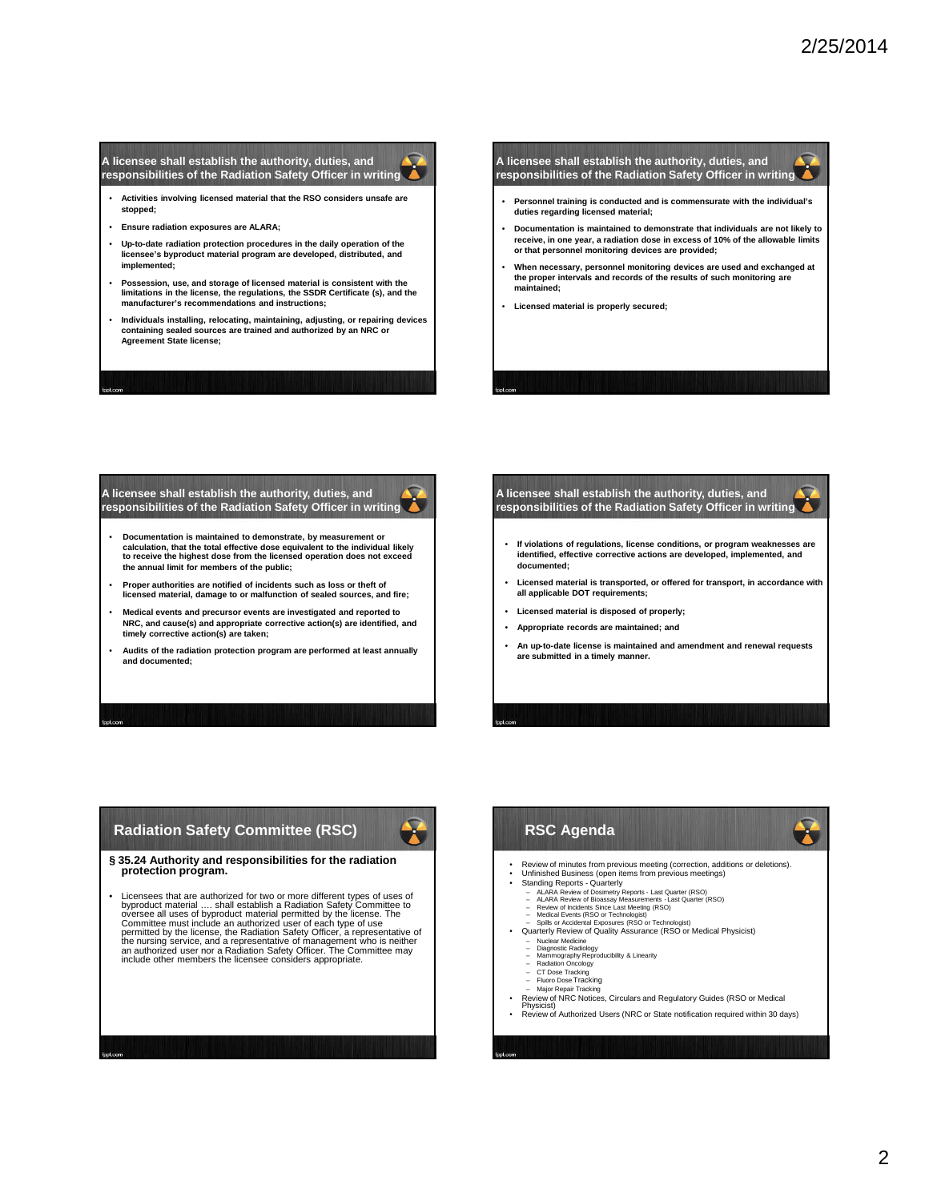## A licensee shall establish the authority, duties, and responsibilities of the Radiation Safety Officer in writing

- Activities involving licensed material that the RSO considers unsafe are stopped;
- Ensure radiation exposures are ALARA;
- Up-to-date radiation protection procedures in the daily operation of the licensee's byproduct material program are developed, distributed, and implemented;
- Possession, use, and storage of licensed material is consistent with the limitations in the license, the regulations, the SSDR Certificate (s), and the manufacturer's recommendations and instructions;
- Individuals installing, relocating, maintaining, adjusting, or repairing devices containing sealed sources are trained and authorized by an NRC or Agreement State license;

## A licensee shall establish the authority, duties, and responsibilities of the Radiation Safety Officer in writing

- Personnel training is conducted and is commensurate with the individual's duties regarding licensed material;
- Documentation is maintained to demonstrate that individuals are not likely to receive, in one year, a radiation dose in excess of 10% of the allowable limits or that personnel monitoring devices are provided;
- When necessary, personnel monitoring devices are used and exchanged at the proper intervals and records of the results of such monitoring are maintained;
- Licensed material is properly secured;

## A licensee shall establish the authority, duties, and responsibilities of the Radiation Safety Officer in writing

- Documentation is maintained to demonstrate, by measurement or calculation, that the total effective dose equivalent to the individual likely to receive the highest dose from the licensed operation does not exceed the annual limit for members of the public;
- Proper authorities are notified of incidents such as loss or theft of licensed material, damage to or malfunction of sealed sources, and fire;
- Medical events and precursor events are investigated and reported to NRC, and cause(s) and appropriate corrective action(s) are identified, and timely corrective action(s) are taken;
- Audits of the radiation protection program are performed at least annually and documented;

## A licensee shall establish the authority, duties, and responsibilities of the Radiation Safety Officer in writing

- If violations of regulations, license conditions, or program weaknesses are identified, effective corrective actions are developed, implemented, and documented;
- Licensed material is transported, or offered for transport, in accordance with all applicable DOT requirements;
- Licensed material is disposed of properly;
- Appropriate records are maintained; and
- An up-to-date license is maintained and amendment and renewal requests are submitted in a timely manner.

## Radiation Safety Committee (RSC)

### § 35.24 Authority and responsibilities for the radiation protection program.

- Licensees that are authorized for two or more different types of uses of byproduct material …. shall establish a Radiation Safety Committee to oversee all uses of byproduct material permitted by the license. The Committee must include an authorized user of each type of use permitted by the license, the Radiation Safety Officer, a representative of the nursing service, and a representative of management who is neither an authorized user nor a Radiation Safety Officer. The Committee may include other members the licensee considers appropriate.

## RSC Agenda

- Review of minutes from previous meeting (correction, additions or deletions).
- Unfinished Business (open items from previous meetings)
- Standing Reports - Quarterly
  - ALARA Review of Dosimetry Reports - Last Quarter (RSO)
  - ALARA Review of Bioassay Measurements - Last Quarter (RSO)
  - Review of Incidents Since Last Meeting (RSO)
  - Medical Events (RSO or Technologist)
  - Spills or Accidental Exposures (RSO or Technologist)
- Quarterly Review of Quality Assurance (RSO or Medical Physicist)
  - Nuclear Medicine
  - Diagnostic Radiology
  - Mammography Reproducibility & Linearity
  - Radiation Oncology
  - CT Dose Tracking
  - Fluoro Dose Tracking
  - Major Repair Tracking
- Review of NRC Notices, Circulars and Regulatory Guides (RSO or Medical Physicist)
- Review of Authorized Users (NRC or State notification required within 30 days)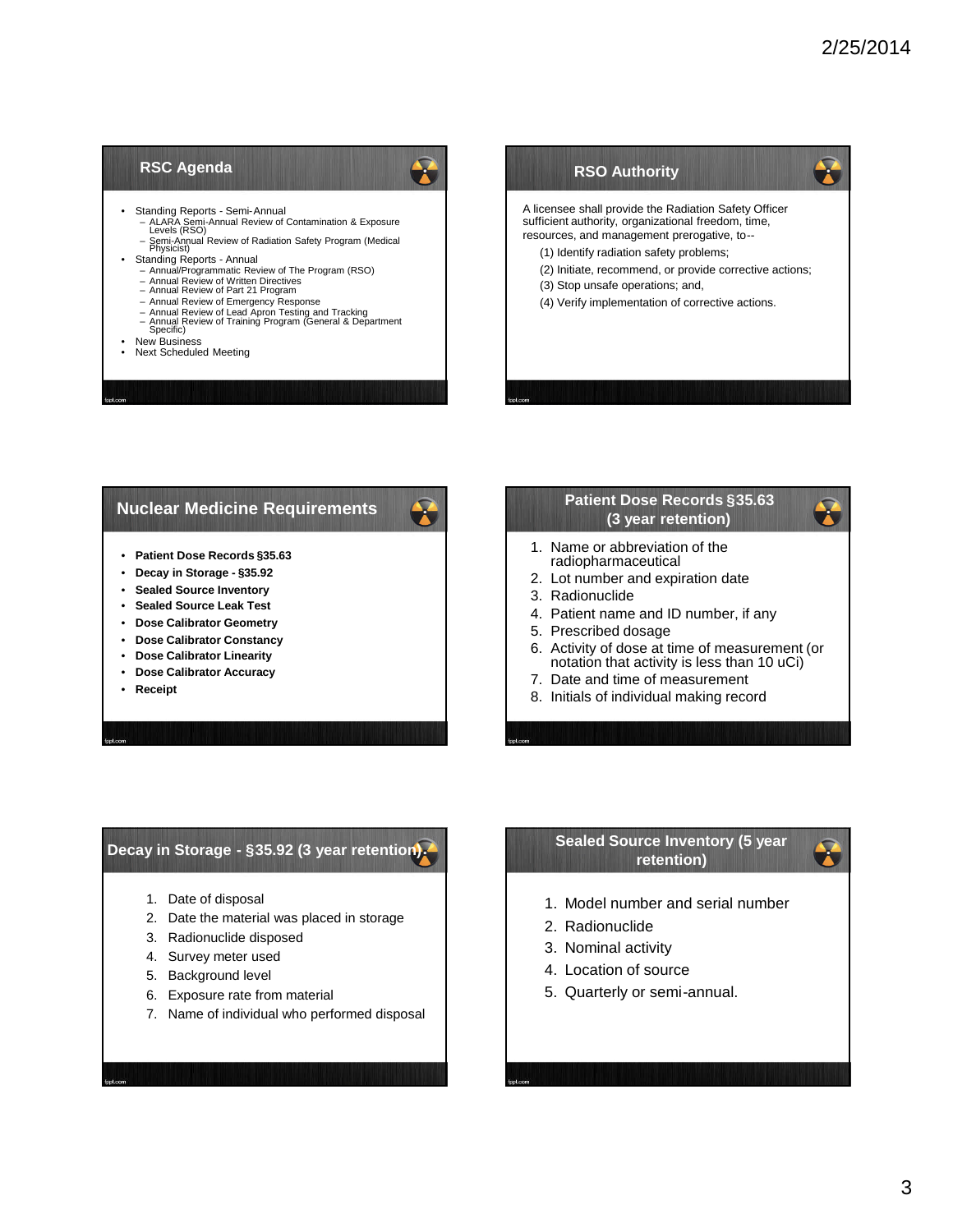## RSC Agenda

- Standing Reports - Semi-Annual
  - ALARA Semi-Annual Review of Contamination & Exposure Levels (RSO)
  - Semi-Annual Review of Radiation Safety Program (Medical Physicist)
- Standing Reports - Annual
  - Annual/Programmatic Review of The Program (RSO)
  - Annual Review of Written Directives
  - Annual Review of Part 21 Program
  - Annual Review of Emergency Response
  - Annual Review of Lead Apron Testing and Tracking
  - Annual Review of Training Program (General & Department Specific)
- New Business
- Next Scheduled Meeting

## RSO Authority

A licensee shall provide the Radiation Safety Officer sufficient authority, organizational freedom, time, resources, and management prerogative, to--

(1) Identify radiation safety problems;

(2) Initiate, recommend, or provide corrective actions;

(3) Stop unsafe operations; and,

(4) Verify implementation of corrective actions.

## Nuclear Medicine Requirements

- **Patient Dose Records §35.63**
- **Decay in Storage - §35.92**
- **Sealed Source Inventory**
- **Sealed Source Leak Test**
- **Dose Calibrator Geometry**
- **Dose Calibrator Constancy**
- **Dose Calibrator Linearity**
- **Dose Calibrator Accuracy**
- **Receipt**

## Patient Dose Records §35.63 (3 year retention)

1. Name or abbreviation of the radiopharmaceutical
2. Lot number and expiration date
3. Radionuclide
4. Patient name and ID number, if any
5. Prescribed dosage
6. Activity of dose at time of measurement (or notation that activity is less than 10 uCi)
7. Date and time of measurement
8. Initials of individual making record

## Decay in Storage - §35.92 (3 year retention)

1. Date of disposal
2. Date the material was placed in storage
3. Radionuclide disposed
4. Survey meter used
5. Background level
6. Exposure rate from material
7. Name of individual who performed disposal

## Sealed Source Inventory (5 year retention)

1. Model number and serial number
2. Radionuclide
3. Nominal activity
4. Location of source
5. Quarterly or semi-annual.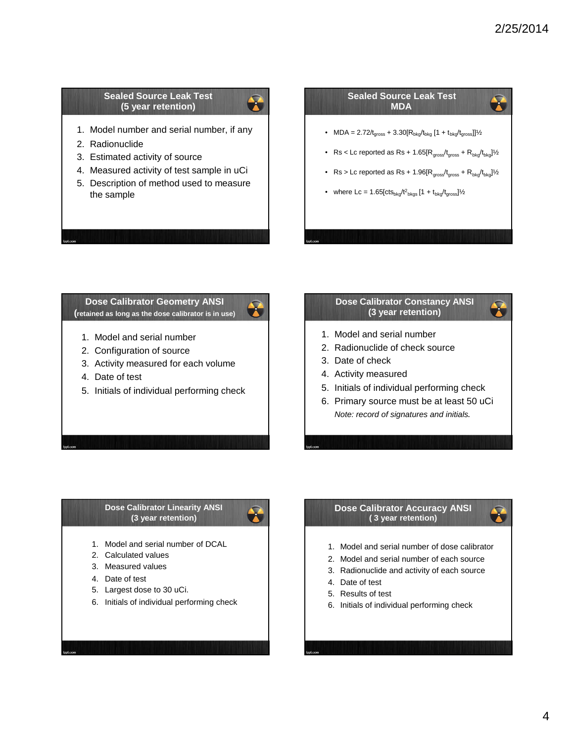## Sealed Source Leak Test (5 year retention)

1. Model number and serial number, if any
2. Radionuclide
3. Estimated activity of source
4. Measured activity of test sample in uCi
5. Description of method used to measure the sample

## Sealed Source Leak Test MDA

- MDA = $2.72/t_{gross} + 3.30[R_{bkg}/t_{bkg} [1 + t_{bkg}/t_{gross}]]^{½}$
- Rs < Lc reported as Rs + $1.65[R_{gross}/t_{gross} + R_{bkg}/t_{bkg}]^{½}$
- Rs > Lc reported as Rs + $1.96[R_{gross}/t_{gross} + R_{bkg}/t_{bkg}]^{½}$
- where Lc = $1.65[cts_{bkg}/t^2_{bkgs} [1 + t_{bkg}/t_{gross}]^{½}$

## Dose Calibrator Geometry ANSI (retained as long as the dose calibrator is in use)

1. Model and serial number
2. Configuration of source
3. Activity measured for each volume
4. Date of test
5. Initials of individual performing check

## Dose Calibrator Constancy ANSI (3 year retention)

1. Model and serial number
2. Radionuclide of check source
3. Date of check
4. Activity measured
5. Initials of individual performing check
6. Primary source must be at least 50 uCi

*Note: record of signatures and initials.*

## Dose Calibrator Linearity ANSI (3 year retention)

1. Model and serial number of DCAL
2. Calculated values
3. Measured values
4. Date of test
5. Largest dose to 30 uCi.
6. Initials of individual performing check

## Dose Calibrator Accuracy ANSI ( 3 year retention)

1. Model and serial number of dose calibrator
2. Model and serial number of each source
3. Radionuclide and activity of each source
4. Date of test
5. Results of test
6. Initials of individual performing check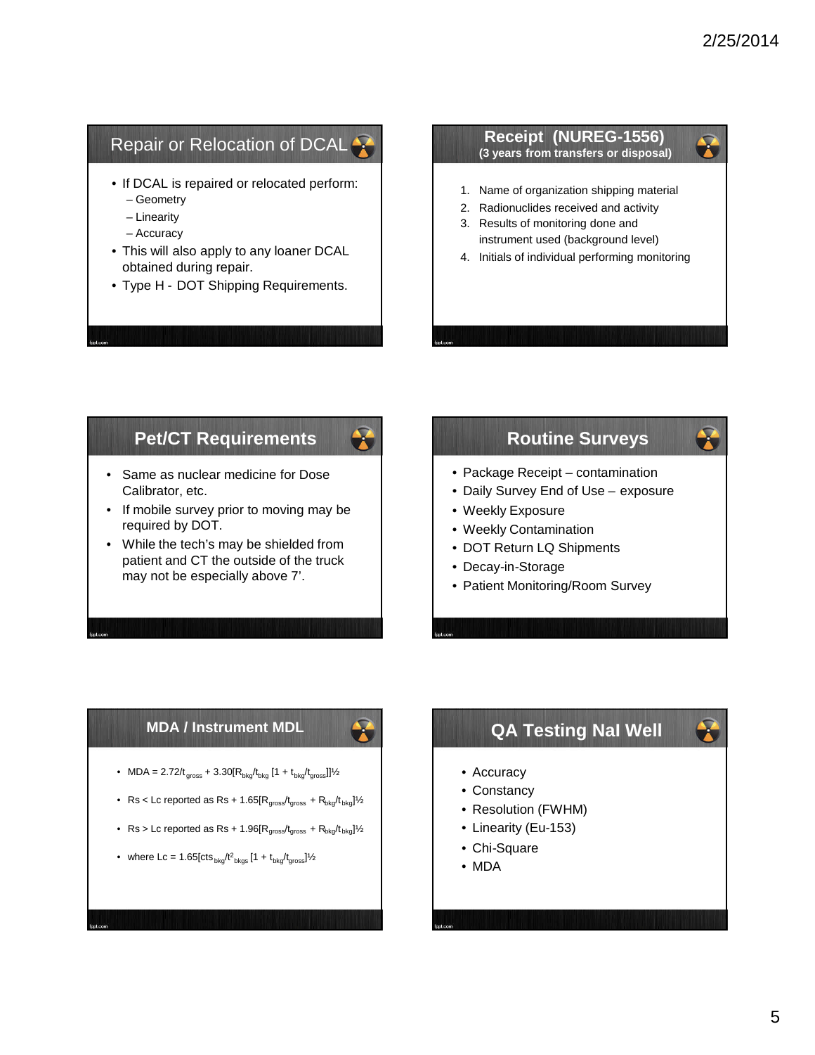## Repair or Relocation of DCAL

- If DCAL is repaired or relocated perform:
  - Geometry
  - Linearity
  - Accuracy
- This will also apply to any loaner DCAL obtained during repair.
- Type H - DOT Shipping Requirements.

## Receipt (NUREG-1556)

**(3 years from transfers or disposal)**

1. Name of organization shipping material
2. Radionuclides received and activity
3. Results of monitoring done and instrument used (background level)
4. Initials of individual performing monitoring

## Pet/CT Requirements

- Same as nuclear medicine for Dose Calibrator, etc.
- If mobile survey prior to moving may be required by DOT.
- While the tech's may be shielded from patient and CT the outside of the truck may not be especially above 7'.

## Routine Surveys

- Package Receipt – contamination
- Daily Survey End of Use – exposure
- Weekly Exposure
- Weekly Contamination
- DOT Return LQ Shipments
- Decay-in-Storage
- Patient Monitoring/Room Survey

## MDA / Instrument MDL

- MDA = $2.72/t_{gross} + 3.30[R_{bkg}/t_{bkg} [1 + t_{bkg}/t_{gross}]]^{½}$
- Rs < Lc reported as Rs + $1.65[R_{gross}/t_{gross} + R_{bkg}/t_{bkg}]^{½}$
- Rs > Lc reported as Rs + $1.96[R_{gross}/t_{gross} + R_{bkg}/t_{bkg}]^{½}$
- where Lc = $1.65[cts_{bkg}/t^2_{bkgs} [1 + t_{bkg}/t_{gross}]^{½}$

## QA Testing NaI Well

- Accuracy
- Constancy
- Resolution (FWHM)
- Linearity (Eu-153)
- Chi-Square
- MDA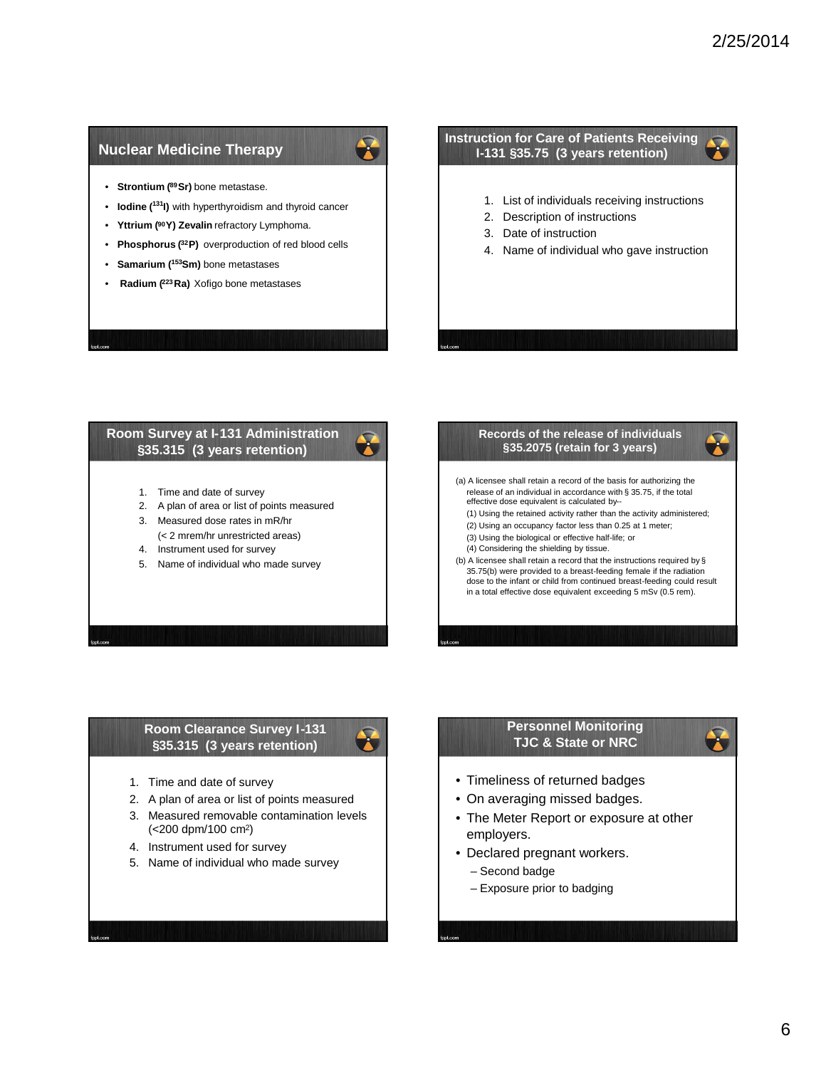## Nuclear Medicine Therapy

- **Strontium ($^{89}$Sr)** bone metastase.
- **Iodine ($^{131}$I)** with hyperthyroidism and thyroid cancer
- **Yttrium ($^{90}$Y) Zevalin** refractory Lymphoma.
- **Phosphorus ($^{32}$P)** overproduction of red blood cells
- **Samarium ($^{153}$Sm)** bone metastases
- **Radium ($^{223}$Ra)** Xofigo bone metastases

## Instruction for Care of Patients Receiving I-131 §35.75 (3 years retention)

1. List of individuals receiving instructions
2. Description of instructions
3. Date of instruction
4. Name of individual who gave instruction

## Room Survey at I-131 Administration §35.315 (3 years retention)

1. Time and date of survey
2. A plan of area or list of points measured
3. Measured dose rates in mR/hr
   (< 2 mrem/hr unrestricted areas)
4. Instrument used for survey
5. Name of individual who made survey

## Records of the release of individuals §35.2075 (retain for 3 years)

(a) A licensee shall retain a record of the basis for authorizing the release of an individual in accordance with § 35.75, if the total effective dose equivalent is calculated by--

(1) Using the retained activity rather than the activity administered;
(2) Using an occupancy factor less than 0.25 at 1 meter;
(3) Using the biological or effective half-life; or
(4) Considering the shielding by tissue.

(b) A licensee shall retain a record that the instructions required by § 35.75(b) were provided to a breast-feeding female if the radiation dose to the infant or child from continued breast-feeding could result in a total effective dose equivalent exceeding 5 mSv (0.5 rem).

## Room Clearance Survey I-131 §35.315 (3 years retention)

1. Time and date of survey
2. A plan of area or list of points measured
3. Measured removable contamination levels (<200 dpm/100 cm$^2$)
4. Instrument used for survey
5. Name of individual who made survey

## Personnel Monitoring TJC & State or NRC

- Timeliness of returned badges
- On averaging missed badges.
- The Meter Report or exposure at other employers.
- Declared pregnant workers.
  - Second badge
  - Exposure prior to badging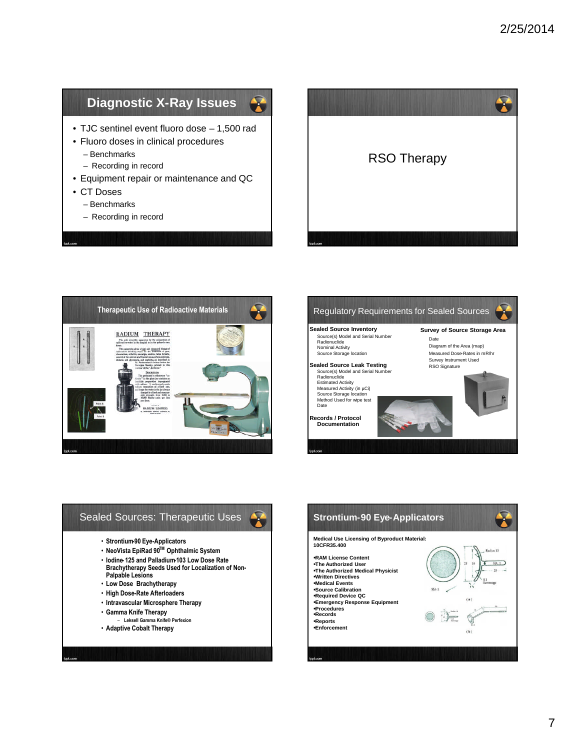## Diagnostic X-Ray Issues

- TJC sentinel event fluoro dose – 1,500 rad
- Fluoro doses in clinical procedures
  - Benchmarks
  - Recording in record
- Equipment repair or maintenance and QC
- CT Doses
  - Benchmarks
  - Recording in record

## RSO Therapy

## Therapeutic Use of Radioactive Materials

## Regulatory Requirements for Sealed Sources

**Sealed Source Inventory**

- Source(s) Model and Serial Number
- Radionuclide
- Nominal Activity
- Source Storage location

**Sealed Source Leak Testing**

- Source(s) Model and Serial Number
- Radionuclide
- Estimated Activity
- Measured Activity (in μCi)
- Source Storage location
- Method Used for wipe test
- Date

**Records / Protocol Documentation**

**Survey of Source Storage Area**

- Date
- Diagram of the Area (map)
- Measured Dose-Rates in mR/hr
- Survey Instrument Used
- RSO Signature

## Sealed Sources: Therapeutic Uses

- Strontium-90 Eye-Applicators
- NeoVista EpiRad 90™ Ophthalmic System
- Iodine-125 and Palladium-103 Low Dose Rate Brachytherapy Seeds Used for Localization of Non-Palpable Lesions
- Low Dose Brachytherapy
- High Dose-Rate Afterloaders
- Intravascular Microsphere Therapy
- Gamma Knife Therapy
  - Leksell Gamma Knife® Perfexion
- Adaptive Cobalt Therapy

## Strontium-90 Eye-Applicators

**Medical Use Licensing of Byproduct Material: 10CFR35.400**

- RAM License Content
- The Authorized User
- The Authorized Medical Physicist
- Written Directives
- Medical Events
- Source Calibration
- Required Device QC
- Emergency Response Equipment
- Procedures
- Records
- Reports
- Enforcement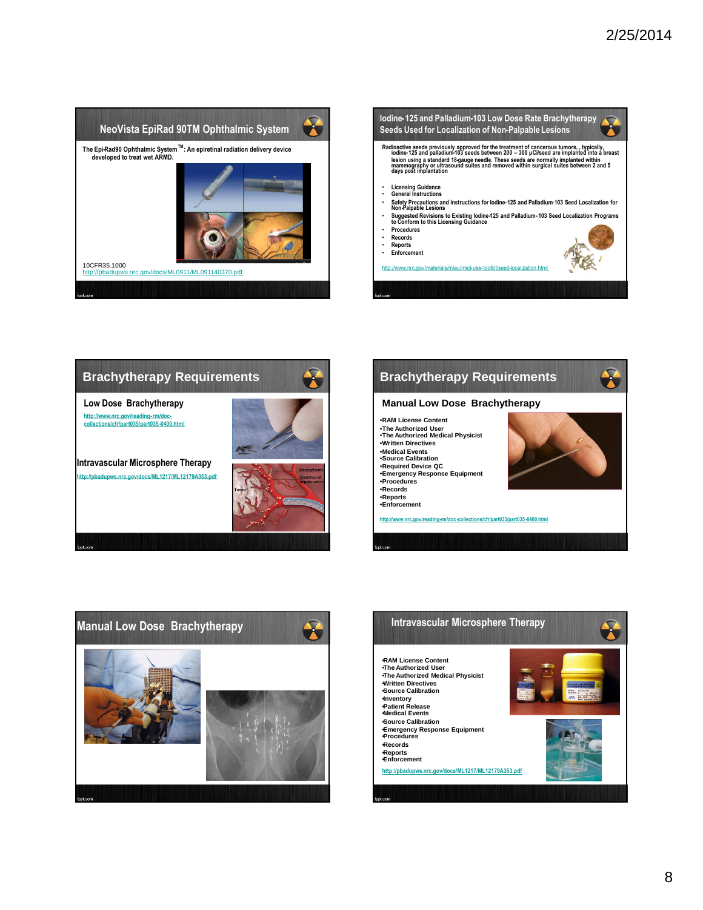## NeoVista EpiRad 90TM Ophthalmic System

The Epi-Rad90 Ophthalmic System™: An epiretinal radiation delivery device developed to treat wet ARMD.

10CFR35.1000
http://pbadupws.nrc.gov/docs/ML0911/ML091140370.pdf

## Iodine-125 and Palladium-103 Low Dose Rate Brachytherapy Seeds Used for Localization of Non-Palpable Lesions

Radioactive seeds previously approved for the treatment of cancerous tumors, , typically, iodine-125 and palladium-103 seeds between 200 – 300 µCi/seed are implanted into a breast lesion using a standard 18-gauge needle. These seeds are normally implanted within mammography or ultrasound suites and removed within surgical suites between 2 and 5 days post implantation

- Licensing Guidance
- General Instructions
- Safety Precautions and Instructions for Iodine-125 and Palladium-103 Seed Localization for Non-Palpable Lesions
- Suggested Revisions to Existing Iodine-125 and Palladium-103 Seed Localization Programs to Conform to this Licensing Guidance
- Procedures
- Records
- Reports
- Enforcement

http://www.nrc.gov/materials/miau/med-use-toolkit/seed-localization.html

## Brachytherapy Requirements

### Low Dose Brachytherapy

http://www.nrc.gov/reading-rm/doc-collections/cfr/part035/part035-0400.html

### Intravascular Microsphere Therapy

http://pbadupws.nrc.gov/docs/ML1217/ML12179A353.pdf

## Brachytherapy Requirements

### Manual Low Dose Brachytherapy

- RAM License Content
- The Authorized User
- The Authorized Medical Physicist
- Written Directives
- Medical Events
- Source Calibration
- Required Device QC
- Emergency Response Equipment
- Procedures
- Records
- Reports
- Enforcement

http://www.nrc.gov/reading-rm/doc-collections/cfr/part035/part035-0400.html

## Manual Low Dose Brachytherapy

## Intravascular Microsphere Therapy

- RAM License Content
- The Authorized User
- The Authorized Medical Physicist
- Written Directives
- Source Calibration
- Inventory
- Patient Release
- Medical Events
- Source Calibration
- Emergency Response Equipment
- Procedures
- Records
- Reports
- Enforcement

http://pbadupws.nrc.gov/docs/ML1217/ML12179A353.pdf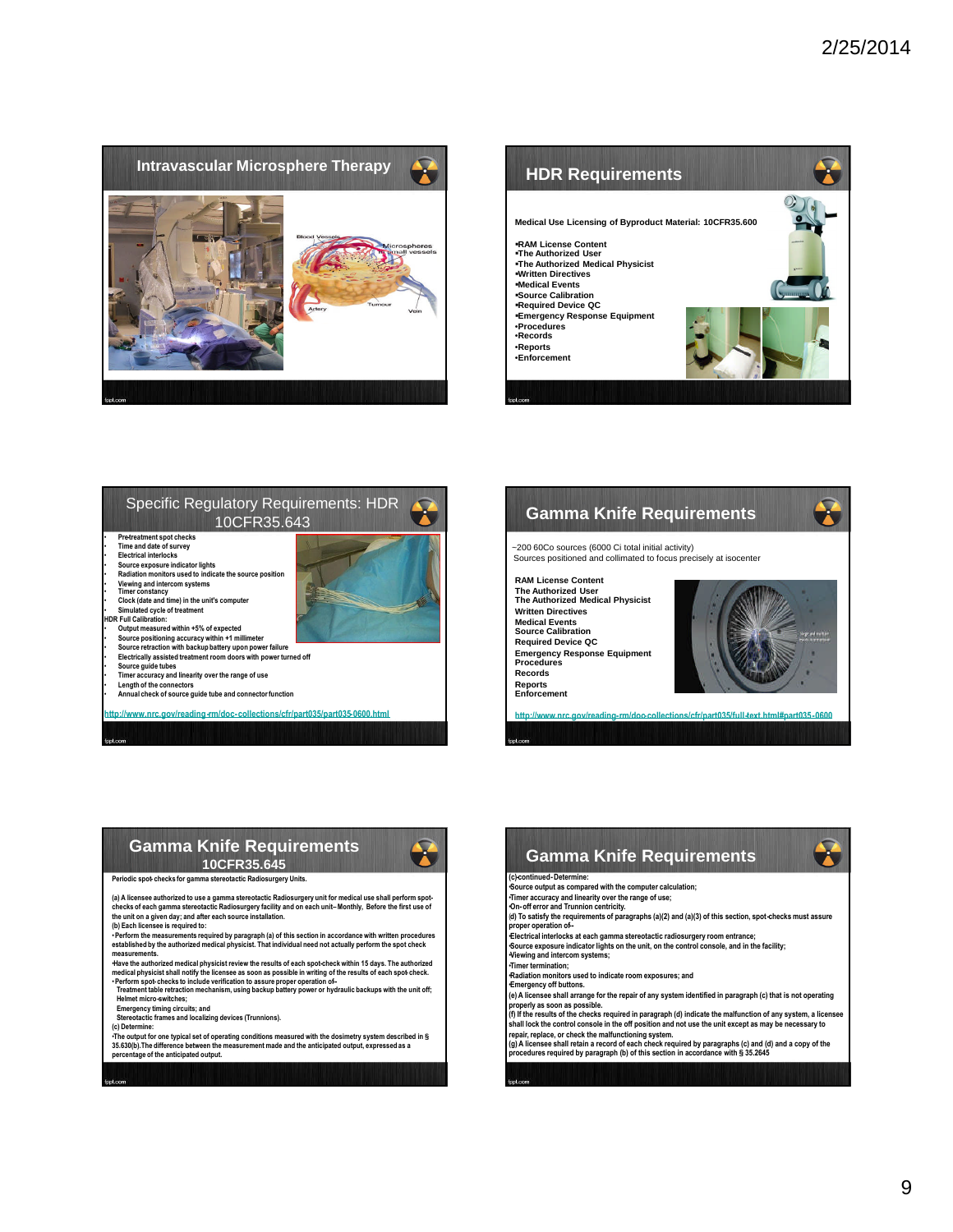## Intravascular Microsphere Therapy

Blood Vessels

Microspheres in small vessels

Artery

Tumour

Vein

## HDR Requirements

Medical Use Licensing of Byproduct Material: 10CFR35.600

- RAM License Content
- The Authorized User
- The Authorized Medical Physicist
- Written Directives
- Medical Events
- Source Calibration
- Required Device QC
- Emergency Response Equipment
- Procedures
- Records
- Reports
- Enforcement

## Specific Regulatory Requirements: HDR 10CFR35.643

- Pre-treatment spot checks
- Time and date of survey
- Electrical interlocks
- Source exposure indicator lights
- Radiation monitors used to indicate the source position
- Viewing and intercom systems
- Timer constancy
- Clock (date and time) in the unit's computer
- Simulated cycle of treatment

HDR Full Calibration:

- Output measured within +5% of expected
- Source positioning accuracy within +1 millimeter
- Source retraction with backup battery upon power failure
- Electrically assisted treatment room doors with power turned off
- Source guide tubes
- Timer accuracy and linearity over the range of use
- Length of the connectors
- Annual check of source guide tube and connector function

http://www.nrc.gov/reading-rm/doc-collections/cfr/part035/part035-0600.html

## Gamma Knife Requirements

~200 60Co sources (6000 Ci total initial activity)
Sources positioned and collimated to focus precisely at isocenter

RAM License Content
The Authorized User
The Authorized Medical Physicist
Written Directives
Medical Events
Source Calibration
Required Device QC
Emergency Response Equipment
Procedures
Records
Reports
Enforcement

http://www.nrc.gov/reading-rm/doc-collections/cfr/part035/full-text.html#part035-0600

## Gamma Knife Requirements 10CFR35.645

Periodic spot-checks for gamma stereotactic Radiosurgery Units.

(a) A licensee authorized to use a gamma stereotactic Radiosurgery unit for medical use shall perform spot-checks of each gamma stereotactic Radiosurgery facility and on each unit–Monthly, Before the first use of the unit on a given day; and after each source installation.

(b) Each licensee is required to:

- Perform the measurements required by paragraph (a) of this section in accordance with written procedures established by the authorized medical physicist. That individual need not actually perform the spot check measurements.
- Have the authorized medical physicist review the results of each spot-check within 15 days. The authorized medical physicist shall notify the licensee as soon as possible in writing of the results of each spot-check.
- Perform spot-checks to include verification to assure proper operation of-
  - Treatment table retraction mechanism, using backup battery power or hydraulic backups with the unit off;
  - Helmet micro-switches;
  - Emergency timing circuits; and
  - Stereotactic frames and localizing devices (Trunnions).

(c) Determine:

- The output for one typical set of operating conditions measured with the dosimetry system described in § 35.630(b).The difference between the measurement made and the anticipated output, expressed as a percentage of the anticipated output.

## Gamma Knife Requirements

(c)-continued- Determine:

- Source output as compared with the computer calculation;
- Timer accuracy and linearity over the range of use;
- On-off error and Trunnion centricity.

(d) To satisfy the requirements of paragraphs (a)(2) and (a)(3) of this section, spot-checks must assure proper operation of-

- Electrical interlocks at each gamma stereotactic radiosurgery room entrance;
- Source exposure indicator lights on the unit, on the control console, and in the facility;
- Viewing and intercom systems;
- Timer termination;
- Radiation monitors used to indicate room exposures; and
- Emergency off buttons.

(e) A licensee shall arrange for the repair of any system identified in paragraph (c) that is not operating properly as soon as possible.

(f) If the results of the checks required in paragraph (d) indicate the malfunction of any system, a licensee shall lock the control console in the off position and not use the unit except as may be necessary to repair, replace, or check the malfunctioning system.

(g) A licensee shall retain a record of each check required by paragraphs (c) and (d) and a copy of the procedures required by paragraph (b) of this section in accordance with § 35.2645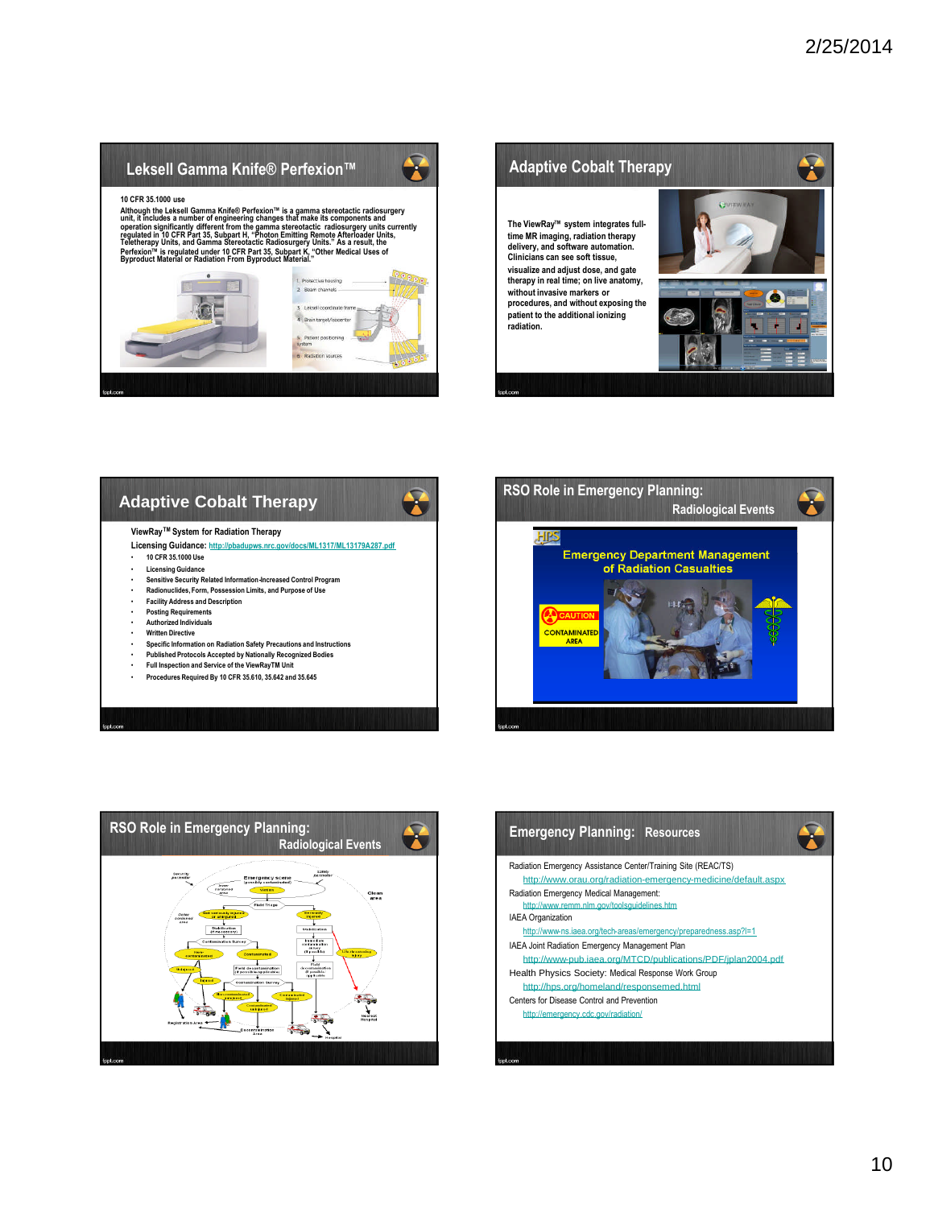## Leksell Gamma Knife® Perfexion™

**10 CFR 35.1000 use**

**Although the Leksell Gamma Knife® Perfexion™ is a gamma stereotactic radiosurgery unit, it includes a number of engineering changes that make its components and operation significantly different from the gamma stereotactic radiosurgery units currently regulated in 10 CFR Part 35, Subpart H, "Photon Emitting Remote Afterloader Units, Teletherapy Units, and Gamma Stereotactic Radiosurgery Units." As a result, the Perfexion™ is regulated under 10 CFR Part 35, Subpart K, "Other Medical Uses of Byproduct Material or Radiation From Byproduct Material."**

1. Protective housing
2. Beam channels
3. Leksell coordinate frame
4. Brain target/isocenter
5. Patient positioning system
6. Radiation sources

## Adaptive Cobalt Therapy

**The ViewRay™ system integrates full-time MR imaging, radiation therapy delivery, and software automation. Clinicians can see soft tissue, visualize and adjust dose, and gate therapy in real time; on live anatomy, without invasive markers or procedures, and without exposing the patient to the additional ionizing radiation.**

## Adaptive Cobalt Therapy

**ViewRay™ System for Radiation Therapy**

**Licensing Guidance:** http://pbadupws.nrc.gov/docs/ML1317/ML13179A287.pdf

- 10 CFR 35.1000 Use
- Licensing Guidance
- Sensitive Security Related Information-Increased Control Program
- Radionuclides, Form, Possession Limits, and Purpose of Use
- Facility Address and Description
- Posting Requirements
- Authorized Individuals
- Written Directive
- Specific Information on Radiation Safety Precautions and Instructions
- Published Protocols Accepted by Nationally Recognized Bodies
- Full Inspection and Service of the ViewRayTM Unit
- Procedures Required By 10 CFR 35.610, 35.642 and 35.645

## RSO Role in Emergency Planning: Radiological Events

HPS

Emergency Department Management of Radiation Casualties

CAUTION CONTAMINATED AREA

## RSO Role in Emergency Planning: Radiological Events

## Emergency Planning: Resources

Radiation Emergency Assistance Center/Training Site (REAC/TS)
http://www.orau.org/radiation-emergency-medicine/default.aspx

Radiation Emergency Medical Management:
http://www.remm.nlm.gov/toolsguidelines.htm

IAEA Organization
http://www-ns.iaea.org/tech-areas/emergency/preparedness.asp?l=1

IAEA Joint Radiation Emergency Management Plan
http://www-pub.iaea.org/MTCD/publications/PDF/jplan2004.pdf

Health Physics Society: Medical Response Work Group
http://hps.org/homeland/responsemed.html

Centers for Disease Control and Prevention
http://emergency.cdc.gov/radiation/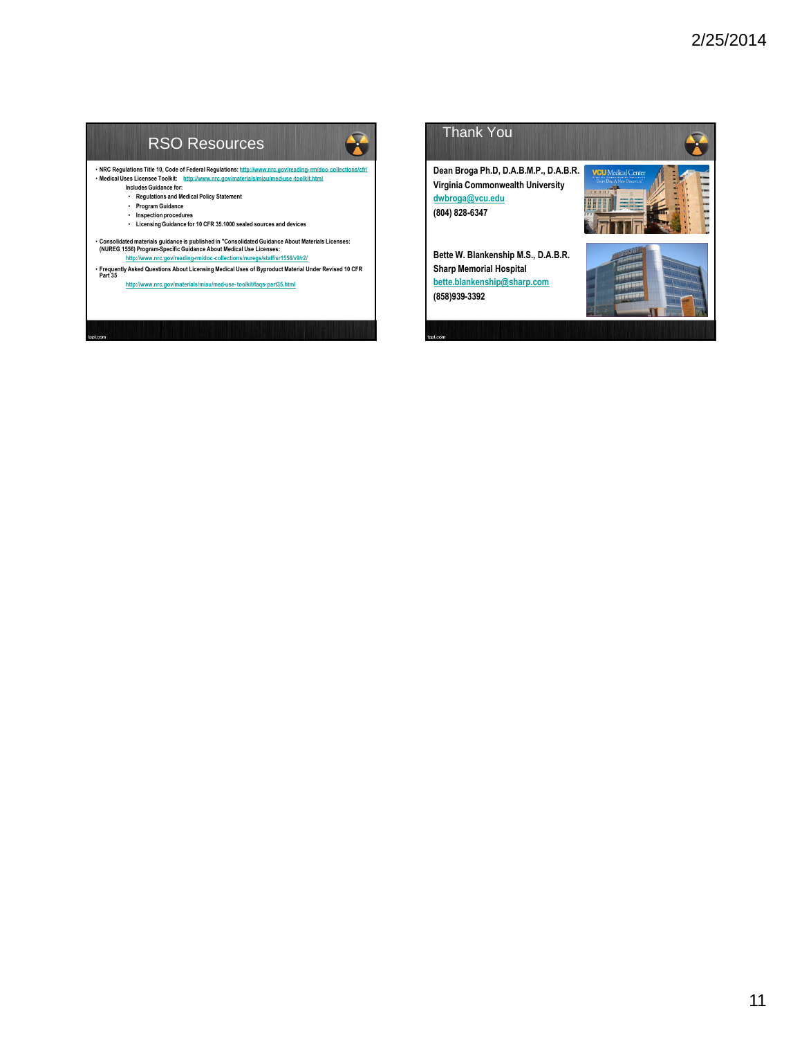## RSO Resources

- NRC Regulations Title 10, Code of Federal Regulations: http://www.nrc.gov/reading-rm/doc-collections/cfr/
- Medical Uses Licensee Toolkit: http://www.nrc.gov/materials/miau/med-use-toolkit.html
  Includes Guidance for:
  - Regulations and Medical Policy Statement
  - Program Guidance
  - Inspection procedures
  - Licensing Guidance for 10 CFR 35.1000 sealed sources and devices
- Consolidated materials guidance is published in "Consolidated Guidance About Materials Licenses: (NUREG 1556) Program-Specific Guidance About Medical Use Licenses:
  http://www.nrc.gov/reading-rm/doc-collections/nuregs/staff/sr1556/v9/r2/
- Frequently Asked Questions About Licensing Medical Uses of Byproduct Material Under Revised 10 CFR Part 35
  http://www.nrc.gov/materials/miau/med-use-toolkit/faqs-part35.html

## Thank You

**Dean Broga Ph.D, D.A.B.M.P., D.A.B.R.**
**Virginia Commonwealth University**
dwbroga@vcu.edu
**(804) 828-6347**

**Bette W. Blankenship M.S., D.A.B.R.**
**Sharp Memorial Hospital**
bette.blankenship@sharp.com
**(858)939-3392**